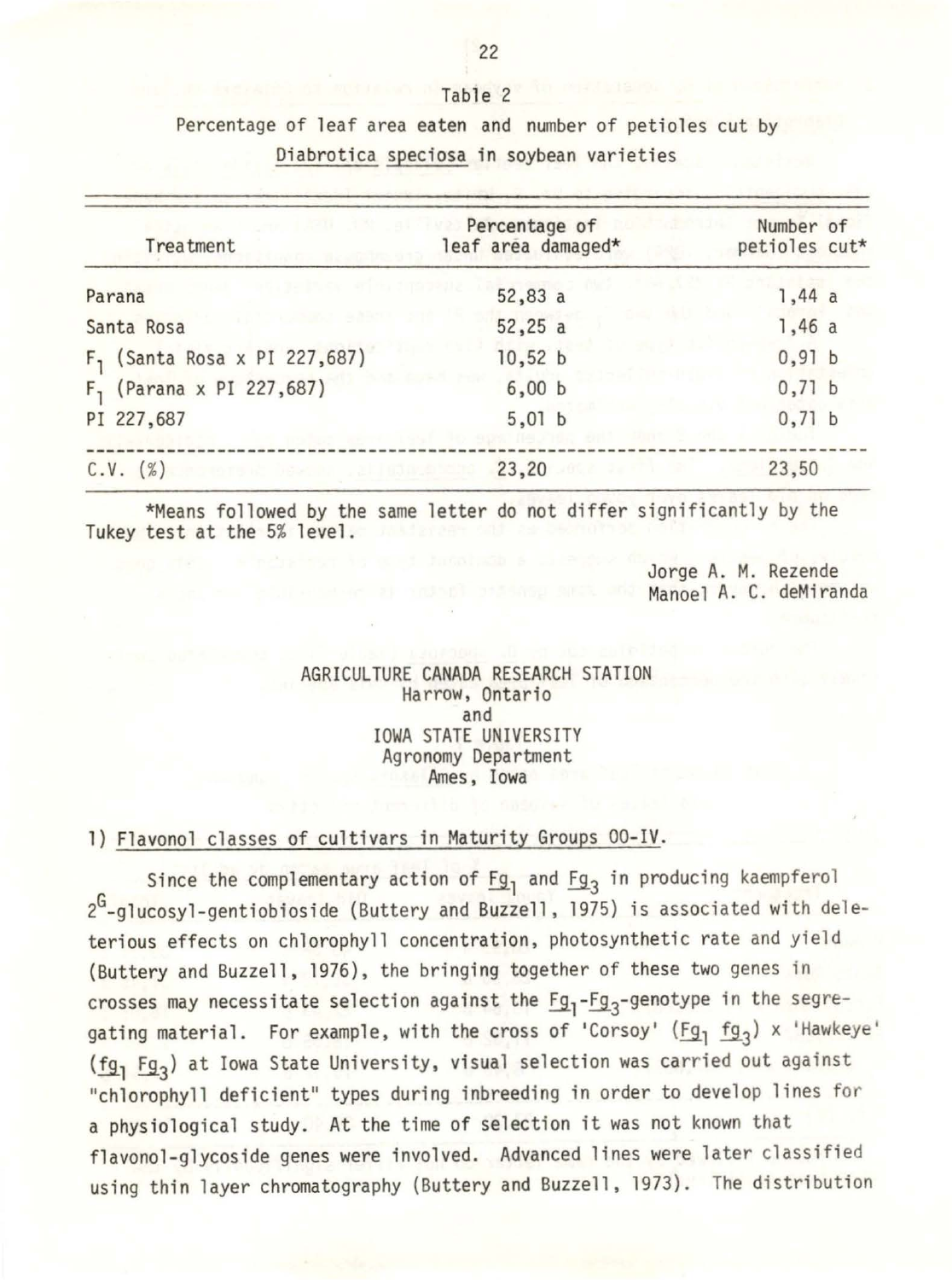Table 2

Percentage of leaf area eaten and number of petioles cut by <u>Diabrotica speciosa</u> in soybean varieties

| Treatment | Percentage of leaf area damaged* | Number of petioles cut* |
|---|---|---|
| Parana | 52,83 a | 1,44 a |
| Santa Rosa | 52,25 a | 1,46 a |
| $F_1$ (Santa Rosa x PI 227,687) | 10,52 b | 0,91 b |
| $F_1$ (Parana x PI 227,687) | 6,00 b | 0,71 b |
| PI 227,687 | 5,01 b | 0,71 b |
| C.V. (%) | 23,20 | 23,50 |

*Means followed by the same letter do not differ significantly by the Tukey test at the 5% level.

Jorge A. M. Rezende
Manoel A. C. deMiranda

AGRICULTURE CANADA RESEARCH STATION
Harrow, Ontario
and
IOWA STATE UNIVERSITY
Agronomy Department
Ames, Iowa

1) <u>Flavonol classes of cultivars in Maturity Groups 00-IV.</u>

Since the complementary action of $\underline{Fg}_1$ and $\underline{Fg}_3$ in producing kaempferol $2^G$-glucosyl-gentiobioside (Buttery and Buzzell, 1975) is associated with deleterious effects on chlorophyll concentration, photosynthetic rate and yield (Buttery and Buzzell, 1976), the bringing together of these two genes in crosses may necessitate selection against the $\underline{Fg}_1$-$\underline{Fg}_3$-genotype in the segregating material. For example, with the cross of 'Corsoy' ($\underline{Fg}_1$ $\underline{fg}_3$) x 'Hawkeye' ($\underline{fg}_1$ $\underline{Fg}_3$) at Iowa State University, visual selection was carried out against "chlorophyll deficient" types during inbreeding in order to develop lines for a physiological study. At the time of selection it was not known that flavonol-glycoside genes were involved. Advanced lines were later classified using thin layer chromatography (Buttery and Buzzell, 1973). The distribution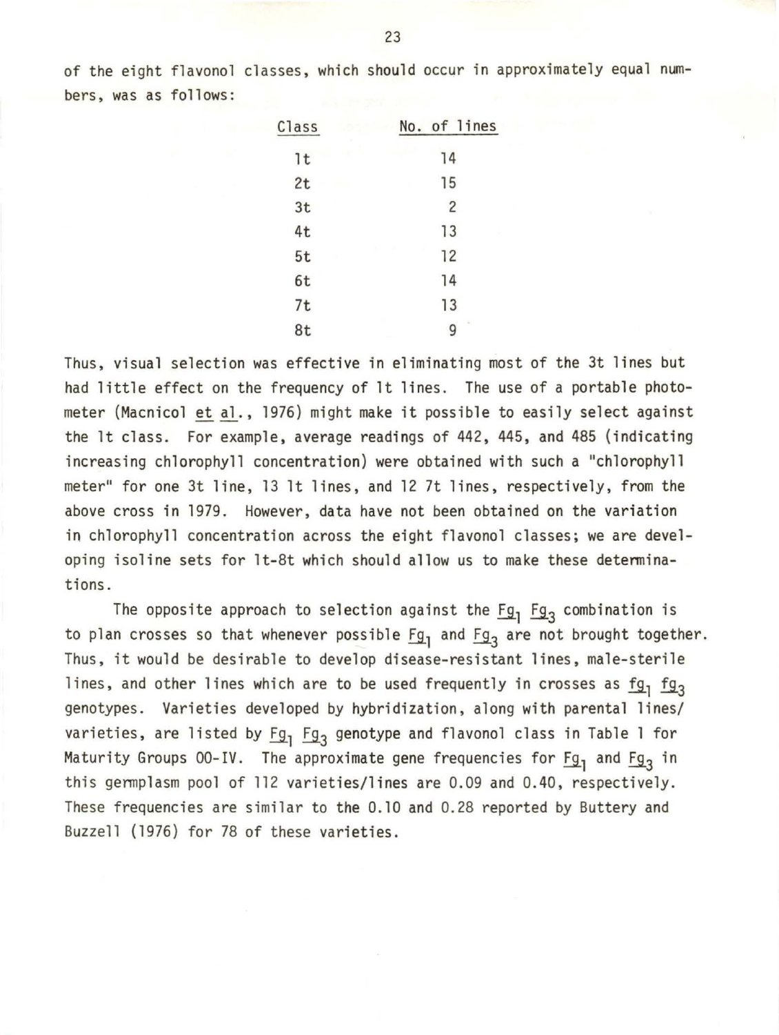of the eight flavonol classes, which should occur in approximately equal numbers, was as follows:

| Class | No. of lines |
|---|---|
| 1t | 14 |
| 2t | 15 |
| 3t | 2 |
| 4t | 13 |
| 5t | 12 |
| 6t | 14 |
| 7t | 13 |
| 8t | 9 |

Thus, visual selection was effective in eliminating most of the 3t lines but had little effect on the frequency of 1t lines. The use of a portable photometer (Macnicol _et al._, 1976) might make it possible to easily select against the 1t class. For example, average readings of 442, 445, and 485 (indicating increasing chlorophyll concentration) were obtained with such a "chlorophyll meter" for one 3t line, 13 1t lines, and 12 7t lines, respectively, from the above cross in 1979. However, data have not been obtained on the variation in chlorophyll concentration across the eight flavonol classes; we are developing isoline sets for 1t-8t which should allow us to make these determinations.

The opposite approach to selection against the $\underline{Fg_1}$ $\underline{Fg_3}$ combination is to plan crosses so that whenever possible $\underline{Fg_1}$ and $\underline{Fg_3}$ are not brought together. Thus, it would be desirable to develop disease-resistant lines, male-sterile lines, and other lines which are to be used frequently in crosses as $\underline{fg_1}$ $\underline{fg_3}$ genotypes. Varieties developed by hybridization, along with parental lines/varieties, are listed by $\underline{Fg_1}$ $\underline{Fg_3}$ genotype and flavonol class in Table 1 for Maturity Groups 00-IV. The approximate gene frequencies for $\underline{Fg_1}$ and $\underline{Fg_3}$ in this germplasm pool of 112 varieties/lines are 0.09 and 0.40, respectively. These frequencies are similar to the 0.10 and 0.28 reported by Buttery and Buzzell (1976) for 78 of these varieties.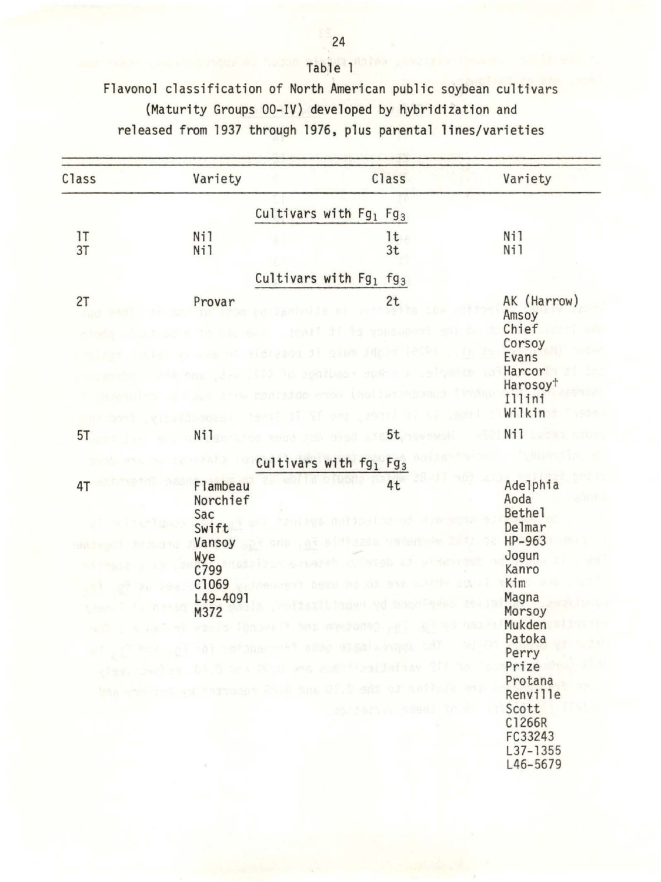Table 1

Flavonol classification of North American public soybean cultivars (Maturity Groups 00-IV) developed by hybridization and released from 1937 through 1976, plus parental lines/varieties

| Class | Variety | Class | Variety |
|---|---|---|---|
| | Cultivars with $Fg_1$ $Fg_3$ | | |
| 1T | Nil | 1t | Nil |
| 3T | Nil | 3t | Nil |
| | Cultivars with $Fg_1$ $fg_3$ | | |
| 2T | Provar | 2t | AK (Harrow) |
| | | | Amsoy |
| | | | Chief |
| | | | Corsoy |
| | | | Evans |
| | | | Harcor |
| | | | Harosoy† |
| | | | Illini |
| | | | Wilkin |
| 5T | Nil | 5t | Nil |
| | Cultivars with $fg_1$ $Fg_3$ | | |
| 4T | Flambeau | 4t | Adelphia |
| | Norchief | | Aoda |
| | Sac | | Bethel |
| | Swift | | Delmar |
| | Vansoy | | HP-963 |
| | Wye | | Jogun |
| | C799 | | Kanro |
| | C1069 | | Kim |
| | L49-4091 | | Magna |
| | M372 | | Morsoy |
| | | | Mukden |
| | | | Patoka |
| | | | Perry |
| | | | Prize |
| | | | Protana |
| | | | Renville |
| | | | Scott |
| | | | C1266R |
| | | | FC33243 |
| | | | L37-1355 |
| | | | L46-5679 |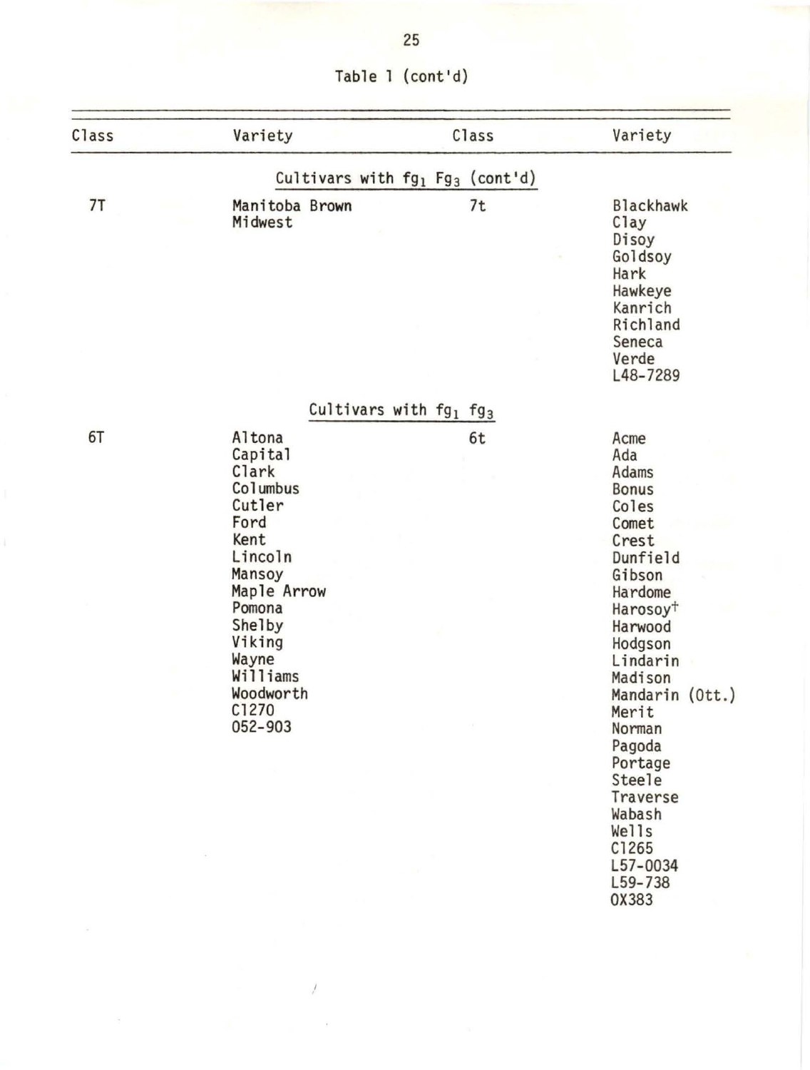Table 1 (cont'd)

| Class | Variety | Class | Variety |
|---|---|---|---|
| | Cultivars with $fg_1$ $Fg_3$ (cont'd) | | |
| 7T | Manitoba Brown | 7t | Blackhawk |
| | Midwest | | Clay |
| | | | Disoy |
| | | | Goldsoy |
| | | | Hark |
| | | | Hawkeye |
| | | | Kanrich |
| | | | Richland |
| | | | Seneca |
| | | | Verde |
| | | | L48-7289 |
| | Cultivars with $fg_1$ $fg_3$ | | |
| 6T | Altona | 6t | Acme |
| | Capital | | Ada |
| | Clark | | Adams |
| | Columbus | | Bonus |
| | Cutler | | Coles |
| | Ford | | Comet |
| | Kent | | Crest |
| | Lincoln | | Dunfield |
| | Mansoy | | Gibson |
| | Maple Arrow | | Hardome |
| | Pomona | | Harosoy[†] |
| | Shelby | | Harwood |
| | Viking | | Hodgson |
| | Wayne | | Lindarin |
| | Williams | | Madison |
| | Woodworth | | Mandarin (Ott.) |
| | C1270 | | Merit |
| | 052-903 | | Norman |
| | | | Pagoda |
| | | | Portage |
| | | | Steele |
| | | | Traverse |
| | | | Wabash |
| | | | Wells |
| | | | C1265 |
| | | | L57-0034 |
| | | | L59-738 |
| | | | OX383 |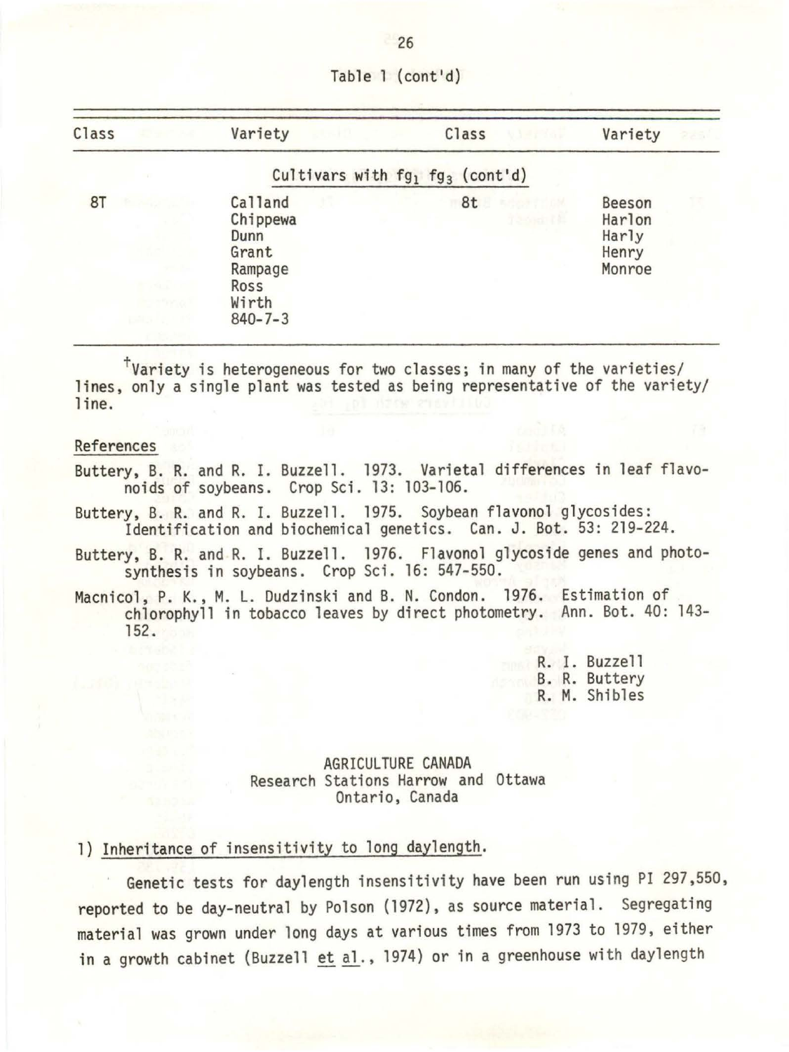Table 1 (cont'd)

| Class | Variety | Class | Variety |
|---|---|---|---|
| Cultivars with $fg_1$ $fg_3$ (cont'd) | | | |
| 8T | Calland | 8t | Beeson |
| | Chippewa | | Harlon |
| | Dunn | | Harly |
| | Grant | | Henry |
| | Rampage | | Monroe |
| | Ross | | |
| | Wirth | | |
| | 840-7-3 | | |

[†]Variety is heterogeneous for two classes; in many of the varieties/lines, only a single plant was tested as being representative of the variety/line.

## References

Buttery, B. R. and R. I. Buzzell. 1973. Varietal differences in leaf flavonoids of soybeans. Crop Sci. 13: 103-106.

Buttery, B. R. and R. I. Buzzell. 1975. Soybean flavonol glycosides: Identification and biochemical genetics. Can. J. Bot. 53: 219-224.

Buttery, B. R. and R. I. Buzzell. 1976. Flavonol glycoside genes and photosynthesis in soybeans. Crop Sci. 16: 547-550.

Macnicol, P. K., M. L. Dudzinski and B. N. Condon. 1976. Estimation of chlorophyll in tobacco leaves by direct photometry. Ann. Bot. 40: 143-152.

R. I. Buzzell
B. R. Buttery
R. M. Shibles

AGRICULTURE CANADA
Research Stations Harrow and Ottawa
Ontario, Canada

1) Inheritance of insensitivity to long daylength.

Genetic tests for daylength insensitivity have been run using PI 297,550, reported to be day-neutral by Polson (1972), as source material. Segregating material was grown under long days at various times from 1973 to 1979, either in a growth cabinet (Buzzell *et al.*, 1974) or in a greenhouse with daylength